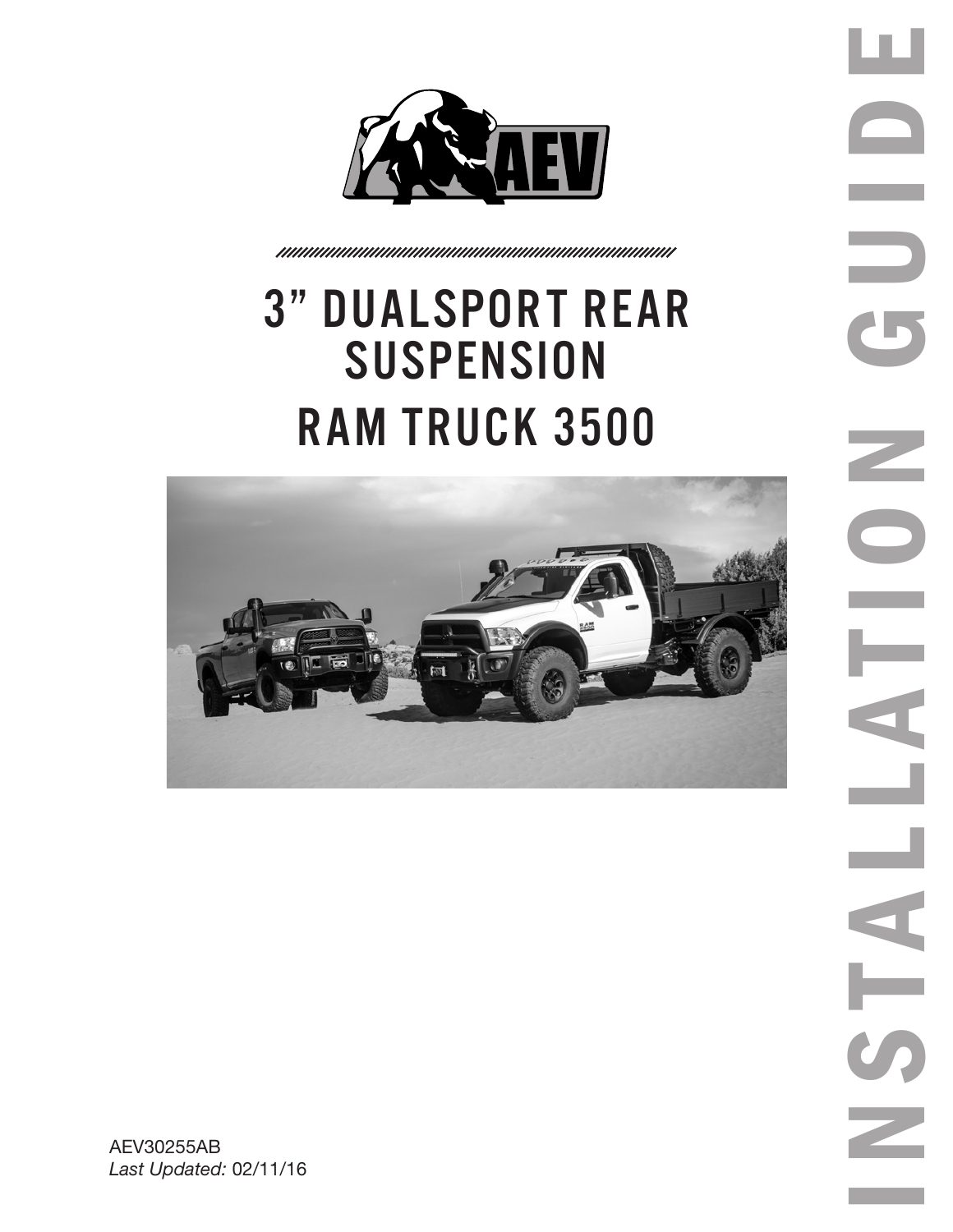# 3" DUALSPORT REAR SUSPENSION

# RAM TRUCK 3500

INSTALLATION GUIDE

AEV30255AB

*Last Updated:* 02/11/16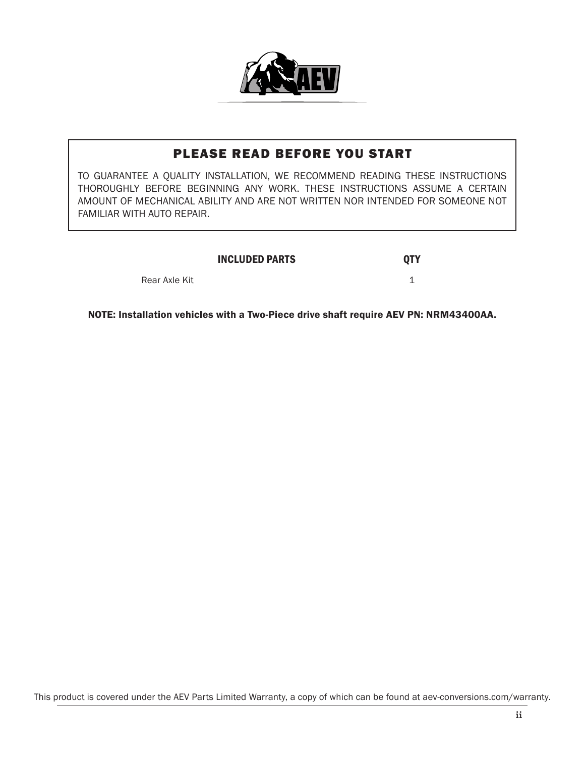## PLEASE READ BEFORE YOU START

TO GUARANTEE A QUALITY INSTALLATION, WE RECOMMEND READING THESE INSTRUCTIONS THOROUGHLY BEFORE BEGINNING ANY WORK. THESE INSTRUCTIONS ASSUME A CERTAIN AMOUNT OF MECHANICAL ABILITY AND ARE NOT WRITTEN NOR INTENDED FOR SOMEONE NOT FAMILIAR WITH AUTO REPAIR.

| INCLUDED PARTS | QTY |
| --- | --- |
| Rear Axle Kit | 1 |

**NOTE: Installation vehicles with a Two-Piece drive shaft require AEV PN: NRM43400AA.**

This product is covered under the AEV Parts Limited Warranty, a copy of which can be found at aev-conversions.com/warranty.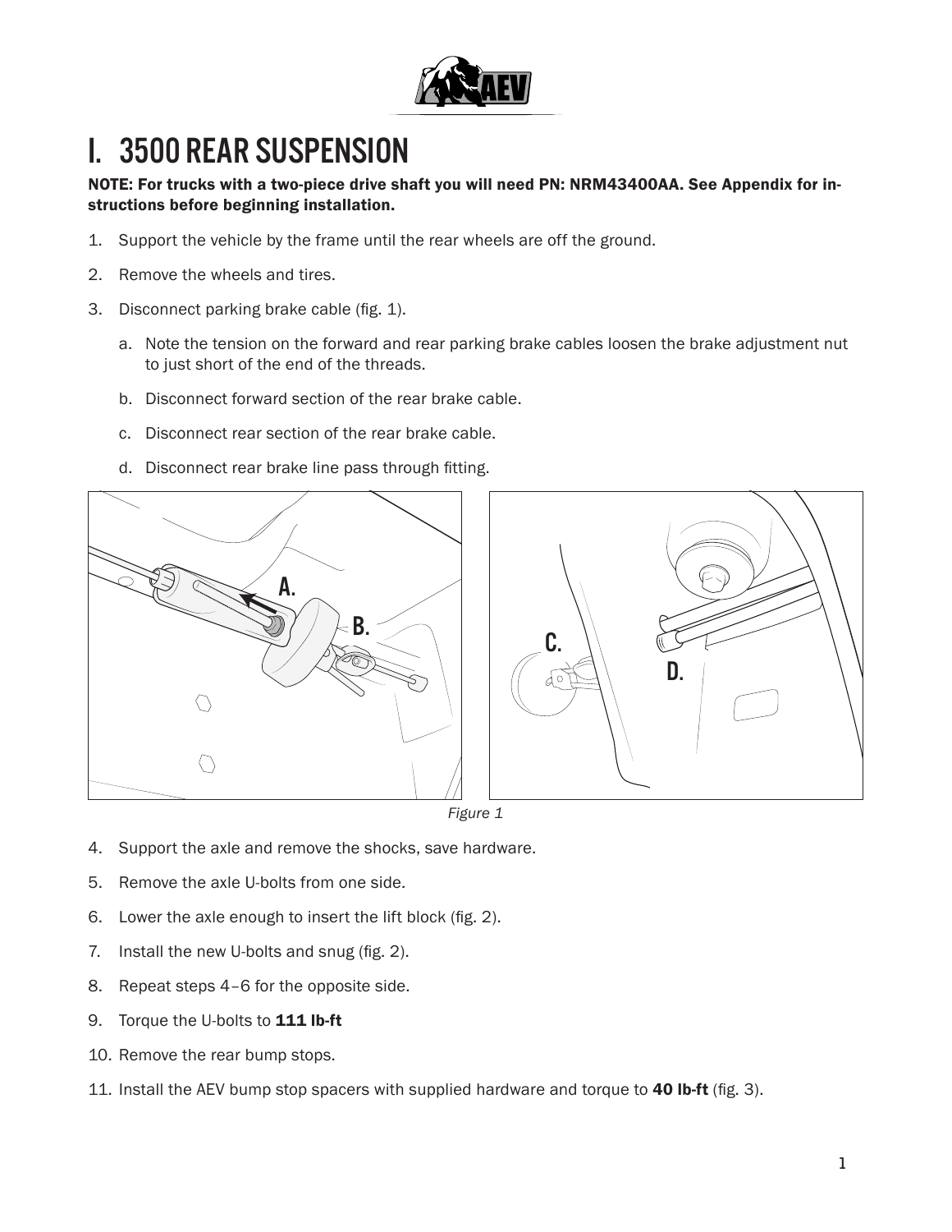# I. 3500 REAR SUSPENSION

**NOTE: For trucks with a two-piece drive shaft you will need PN: NRM43400AA. See Appendix for instructions before beginning installation.**

1. Support the vehicle by the frame until the rear wheels are off the ground.
2. Remove the wheels and tires.
3. Disconnect parking brake cable (fig. 1).
   a. Note the tension on the forward and rear parking brake cables loosen the brake adjustment nut to just short of the end of the threads.
   b. Disconnect forward section of the rear brake cable.
   c. Disconnect rear section of the rear brake cable.
   d. Disconnect rear brake line pass through fitting.

*Figure 1*

4. Support the axle and remove the shocks, save hardware.
5. Remove the axle U-bolts from one side.
6. Lower the axle enough to insert the lift block (fig. 2).
7. Install the new U-bolts and snug (fig. 2).
8. Repeat steps 4–6 for the opposite side.
9. Torque the U-bolts to **111 lb-ft**
10. Remove the rear bump stops.
11. Install the AEV bump stop spacers with supplied hardware and torque to **40 lb-ft** (fig. 3).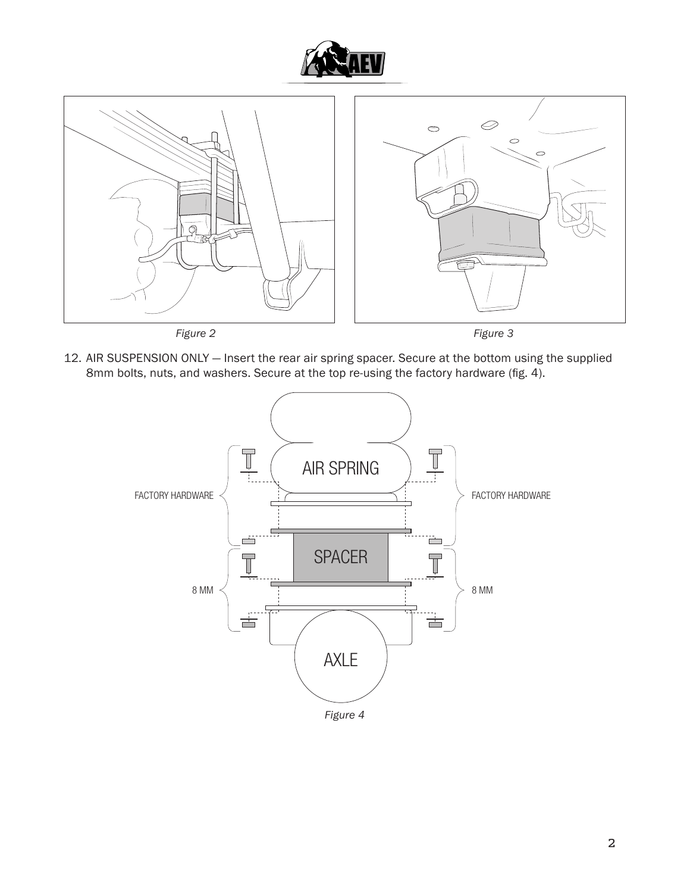*Figure 2*

*Figure 3*

12. AIR SUSPENSION ONLY — Insert the rear air spring spacer. Secure at the bottom using the supplied 8mm bolts, nuts, and washers. Secure at the top re-using the factory hardware (fig. 4).

*Figure 4*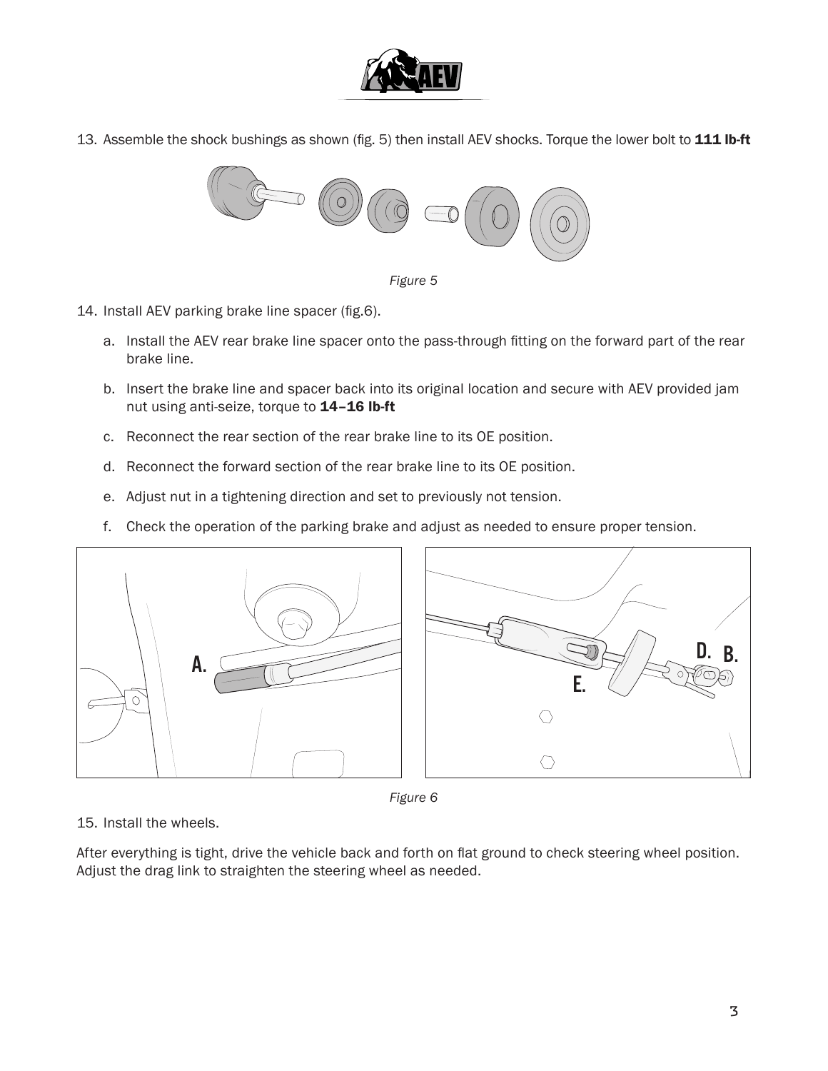13. Assemble the shock bushings as shown (fig. 5) then install AEV shocks. Torque the lower bolt to **111 lb-ft**

*Figure 5*

14. Install AEV parking brake line spacer (fig.6).

    a. Install the AEV rear brake line spacer onto the pass-through fitting on the forward part of the rear brake line.

    b. Insert the brake line and spacer back into its original location and secure with AEV provided jam nut using anti-seize, torque to **14–16 lb-ft**

    c. Reconnect the rear section of the rear brake line to its OE position.

    d. Reconnect the forward section of the rear brake line to its OE position.

    e. Adjust nut in a tightening direction and set to previously not tension.

    f. Check the operation of the parking brake and adjust as needed to ensure proper tension.

*Figure 6*

15. Install the wheels.

After everything is tight, drive the vehicle back and forth on flat ground to check steering wheel position. Adjust the drag link to straighten the steering wheel as needed.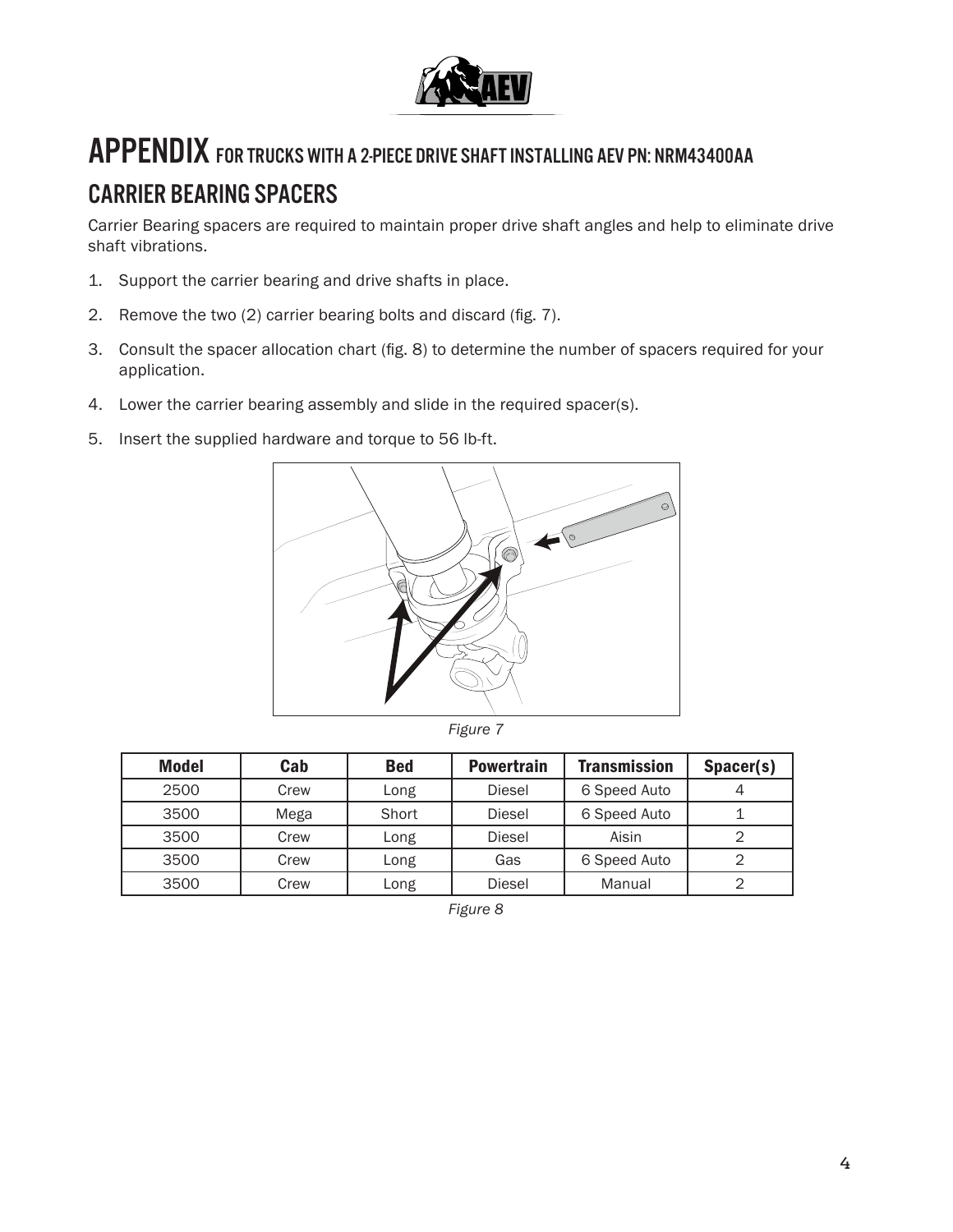# APPENDIX FOR TRUCKS WITH A 2-PIECE DRIVE SHAFT INSTALLING AEV PN: NRM43400AA

## CARRIER BEARING SPACERS

Carrier Bearing spacers are required to maintain proper drive shaft angles and help to eliminate drive shaft vibrations.

1. Support the carrier bearing and drive shafts in place.
2. Remove the two (2) carrier bearing bolts and discard (fig. 7).
3. Consult the spacer allocation chart (fig. 8) to determine the number of spacers required for your application.
4. Lower the carrier bearing assembly and slide in the required spacer(s).
5. Insert the supplied hardware and torque to 56 lb-ft.

*Figure 7*

| Model | Cab | Bed | Powertrain | Transmission | Spacer(s) |
|---|---|---|---|---|---|
| 2500 | Crew | Long | Diesel | 6 Speed Auto | 4 |
| 3500 | Mega | Short | Diesel | 6 Speed Auto | 1 |
| 3500 | Crew | Long | Diesel | Aisin | 2 |
| 3500 | Crew | Long | Gas | 6 Speed Auto | 2 |
| 3500 | Crew | Long | Diesel | Manual | 2 |

*Figure 8*